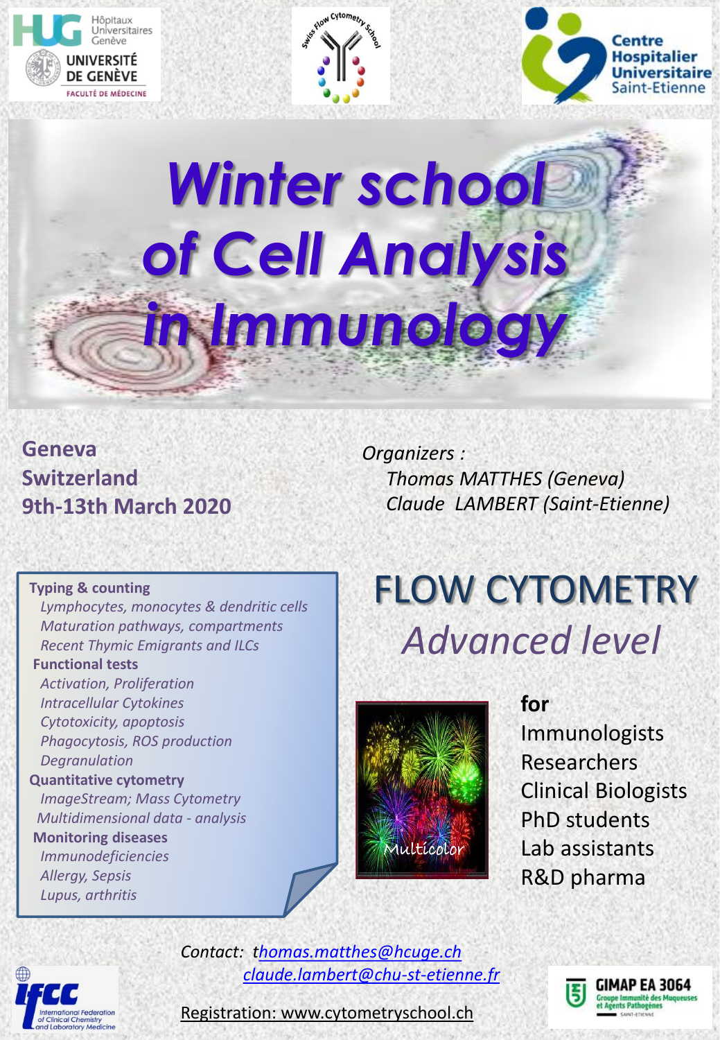# Winter school of Cell Analysis in Immunology

**Geneva**
**Switzerland**
**9th-13th March 2020**

*Organizers :*
*Thomas MATTHES (Geneva)*
*Claude LAMBERT (Saint-Etienne)*

**Typing & counting**
- *Lymphocytes, monocytes & dendritic cells*
- *Maturation pathways, compartments*
- *Recent Thymic Emigrants and ILCs*

**Functional tests**
- *Activation, Proliferation*
- *Intracellular Cytokines*
- *Cytotoxicity, apoptosis*
- *Phagocytosis, ROS production*
- *Degranulation*

**Quantitative cytometry**
- *ImageStream; Mass Cytometry*
- *Multidimensional data - analysis*

**Monitoring diseases**
- *Immunodeficiencies*
- *Allergy, Sepsis*
- *Lupus, arthritis*

## FLOW CYTOMETRY
## *Advanced level*

Multicolor

**for**
- Immunologists
- Researchers
- Clinical Biologists
- PhD students
- Lab assistants
- R&D pharma

*Contact: thomas.matthes@hcuge.ch*
*claude.lambert@chu-st-etienne.fr*

Registration: www.cytometryschool.ch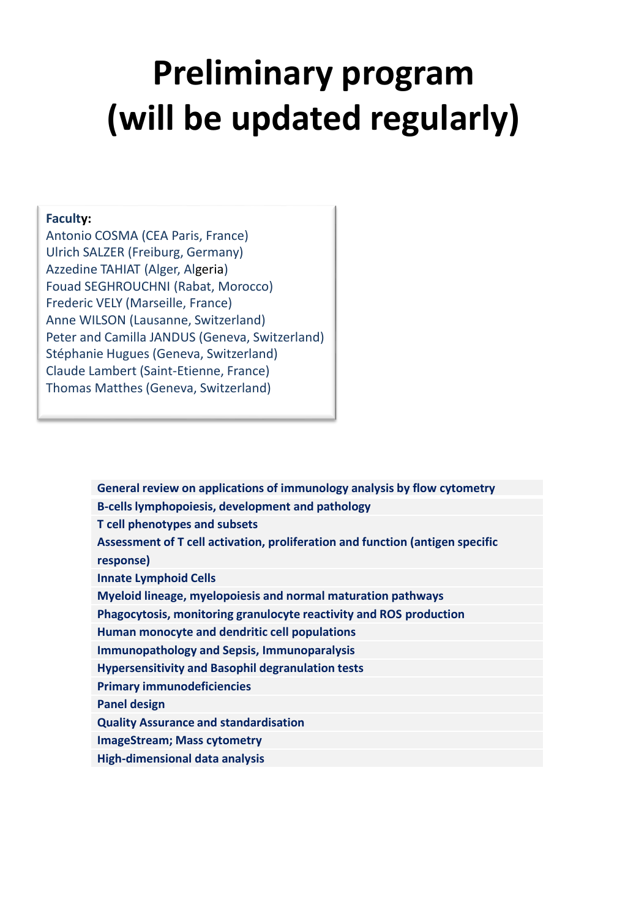# Preliminary program (will be updated regularly)

**Faculty:**
Antonio COSMA (CEA Paris, France)
Ulrich SALZER (Freiburg, Germany)
Azzedine TAHIAT (Alger, Algeria)
Fouad SEGHROUCHNI (Rabat, Morocco)
Frederic VELY (Marseille, France)
Anne WILSON (Lausanne, Switzerland)
Peter and Camilla JANDUS (Geneva, Switzerland)
Stéphanie Hugues (Geneva, Switzerland)
Claude Lambert (Saint-Etienne, France)
Thomas Matthes (Geneva, Switzerland)

- **General review on applications of immunology analysis by flow cytometry**
- **B-cells lymphopoiesis, development and pathology**
- **T cell phenotypes and subsets**
- **Assessment of T cell activation, proliferation and function (antigen specific response)**
- **Innate Lymphoid Cells**
- **Myeloid lineage, myelopoiesis and normal maturation pathways**
- **Phagocytosis, monitoring granulocyte reactivity and ROS production**
- **Human monocyte and dendritic cell populations**
- **Immunopathology and Sepsis, Immunoparalysis**
- **Hypersensitivity and Basophil degranulation tests**
- **Primary immunodeficiencies**
- **Panel design**
- **Quality Assurance and standardisation**
- **ImageStream; Mass cytometry**
- **High-dimensional data analysis**